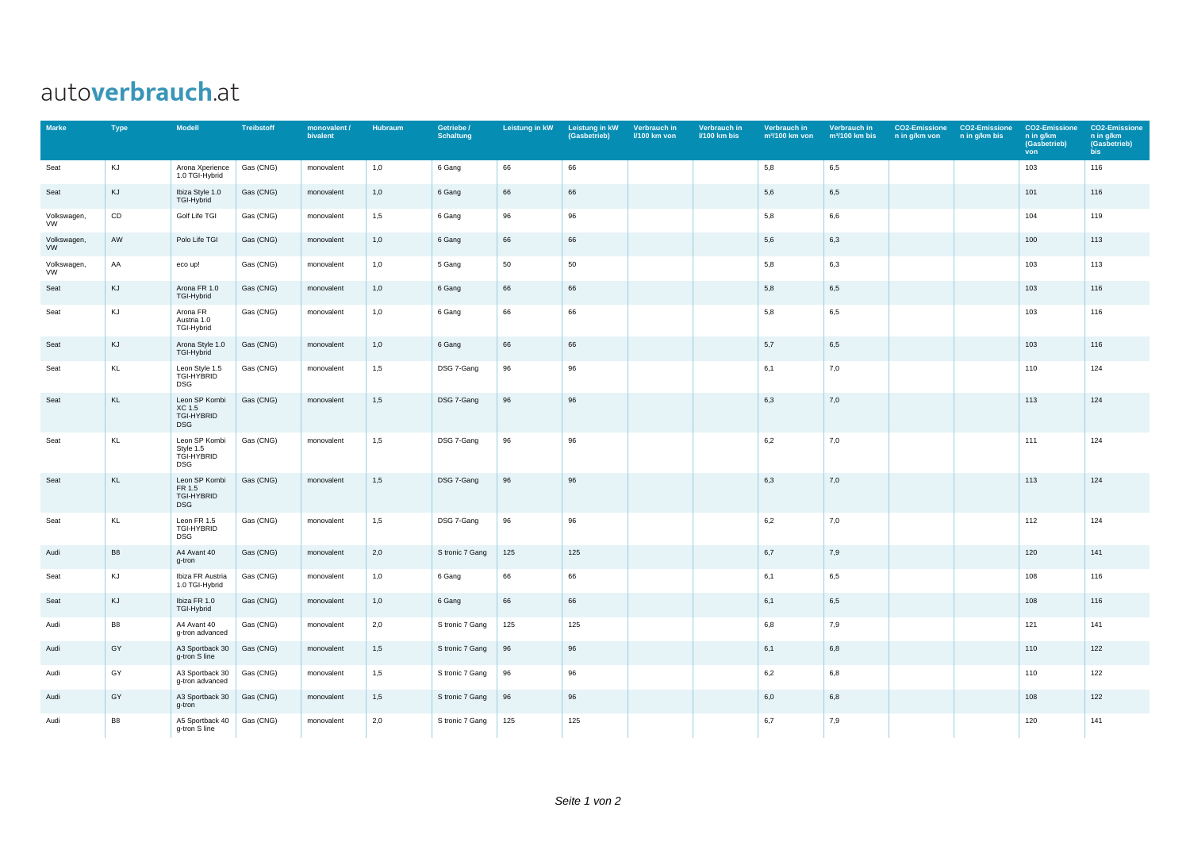# autoverbrauch.at

| Marke | Type | Modell | Treibstoff | monovalent / bivalent | Hubraum | Getriebe / Schaltung | Leistung in kW | Leistung in kW (Gasbetrieb) | Verbrauch in l/100 km von | Verbrauch in l/100 km bis | Verbrauch in m³/100 km von | Verbrauch in m³/100 km bis | CO2-Emissionen in g/km von | CO2-Emissionen in g/km bis | CO2-Emissionen in g/km (Gasbetrieb) von | CO2-Emissionen in g/km (Gasbetrieb) bis |
|---|---|---|---|---|---|---|---|---|---|---|---|---|---|---|---|---|
| Seat | KJ | Arona Xperience 1.0 TGI-Hybrid | Gas (CNG) | monovalent | 1,0 | 6 Gang | 66 | 66 | | | 5,8 | 6,5 | | | 103 | 116 |
| Seat | KJ | Ibiza Style 1.0 TGI-Hybrid | Gas (CNG) | monovalent | 1,0 | 6 Gang | 66 | 66 | | | 5,6 | 6,5 | | | 101 | 116 |
| Volkswagen, VW | CD | Golf Life TGI | Gas (CNG) | monovalent | 1,5 | 6 Gang | 96 | 96 | | | 5,8 | 6,6 | | | 104 | 119 |
| Volkswagen, VW | AW | Polo Life TGI | Gas (CNG) | monovalent | 1,0 | 6 Gang | 66 | 66 | | | 5,6 | 6,3 | | | 100 | 113 |
| Volkswagen, VW | AA | eco up! | Gas (CNG) | monovalent | 1,0 | 5 Gang | 50 | 50 | | | 5,8 | 6,3 | | | 103 | 113 |
| Seat | KJ | Arona FR 1.0 TGI-Hybrid | Gas (CNG) | monovalent | 1,0 | 6 Gang | 66 | 66 | | | 5,8 | 6,5 | | | 103 | 116 |
| Seat | KJ | Arona FR Austria 1.0 TGI-Hybrid | Gas (CNG) | monovalent | 1,0 | 6 Gang | 66 | 66 | | | 5,8 | 6,5 | | | 103 | 116 |
| Seat | KJ | Arona Style 1.0 TGI-Hybrid | Gas (CNG) | monovalent | 1,0 | 6 Gang | 66 | 66 | | | 5,7 | 6,5 | | | 103 | 116 |
| Seat | KL | Leon Style 1.5 TGI-HYBRID DSG | Gas (CNG) | monovalent | 1,5 | DSG 7-Gang | 96 | 96 | | | 6,1 | 7,0 | | | 110 | 124 |
| Seat | KL | Leon SP Kombi XC 1.5 TGI-HYBRID DSG | Gas (CNG) | monovalent | 1,5 | DSG 7-Gang | 96 | 96 | | | 6,3 | 7,0 | | | 113 | 124 |
| Seat | KL | Leon SP Kombi Style 1.5 TGI-HYBRID DSG | Gas (CNG) | monovalent | 1,5 | DSG 7-Gang | 96 | 96 | | | 6,2 | 7,0 | | | 111 | 124 |
| Seat | KL | Leon SP Kombi FR 1.5 TGI-HYBRID DSG | Gas (CNG) | monovalent | 1,5 | DSG 7-Gang | 96 | 96 | | | 6,3 | 7,0 | | | 113 | 124 |
| Seat | KL | Leon FR 1.5 TGI-HYBRID DSG | Gas (CNG) | monovalent | 1,5 | DSG 7-Gang | 96 | 96 | | | 6,2 | 7,0 | | | 112 | 124 |
| Audi | B8 | A4 Avant 40 g-tron | Gas (CNG) | monovalent | 2,0 | S tronic 7 Gang | 125 | 125 | | | 6,7 | 7,9 | | | 120 | 141 |
| Seat | KJ | Ibiza FR Austria 1.0 TGI-Hybrid | Gas (CNG) | monovalent | 1,0 | 6 Gang | 66 | 66 | | | 6,1 | 6,5 | | | 108 | 116 |
| Seat | KJ | Ibiza FR 1.0 TGI-Hybrid | Gas (CNG) | monovalent | 1,0 | 6 Gang | 66 | 66 | | | 6,1 | 6,5 | | | 108 | 116 |
| Audi | B8 | A4 Avant 40 g-tron advanced | Gas (CNG) | monovalent | 2,0 | S tronic 7 Gang | 125 | 125 | | | 6,8 | 7,9 | | | 121 | 141 |
| Audi | GY | A3 Sportback 30 g-tron S line | Gas (CNG) | monovalent | 1,5 | S tronic 7 Gang | 96 | 96 | | | 6,1 | 6,8 | | | 110 | 122 |
| Audi | GY | A3 Sportback 30 g-tron advanced | Gas (CNG) | monovalent | 1,5 | S tronic 7 Gang | 96 | 96 | | | 6,2 | 6,8 | | | 110 | 122 |
| Audi | GY | A3 Sportback 30 g-tron | Gas (CNG) | monovalent | 1,5 | S tronic 7 Gang | 96 | 96 | | | 6,0 | 6,8 | | | 108 | 122 |
| Audi | B8 | A5 Sportback 40 g-tron S line | Gas (CNG) | monovalent | 2,0 | S tronic 7 Gang | 125 | 125 | | | 6,7 | 7,9 | | | 120 | 141 |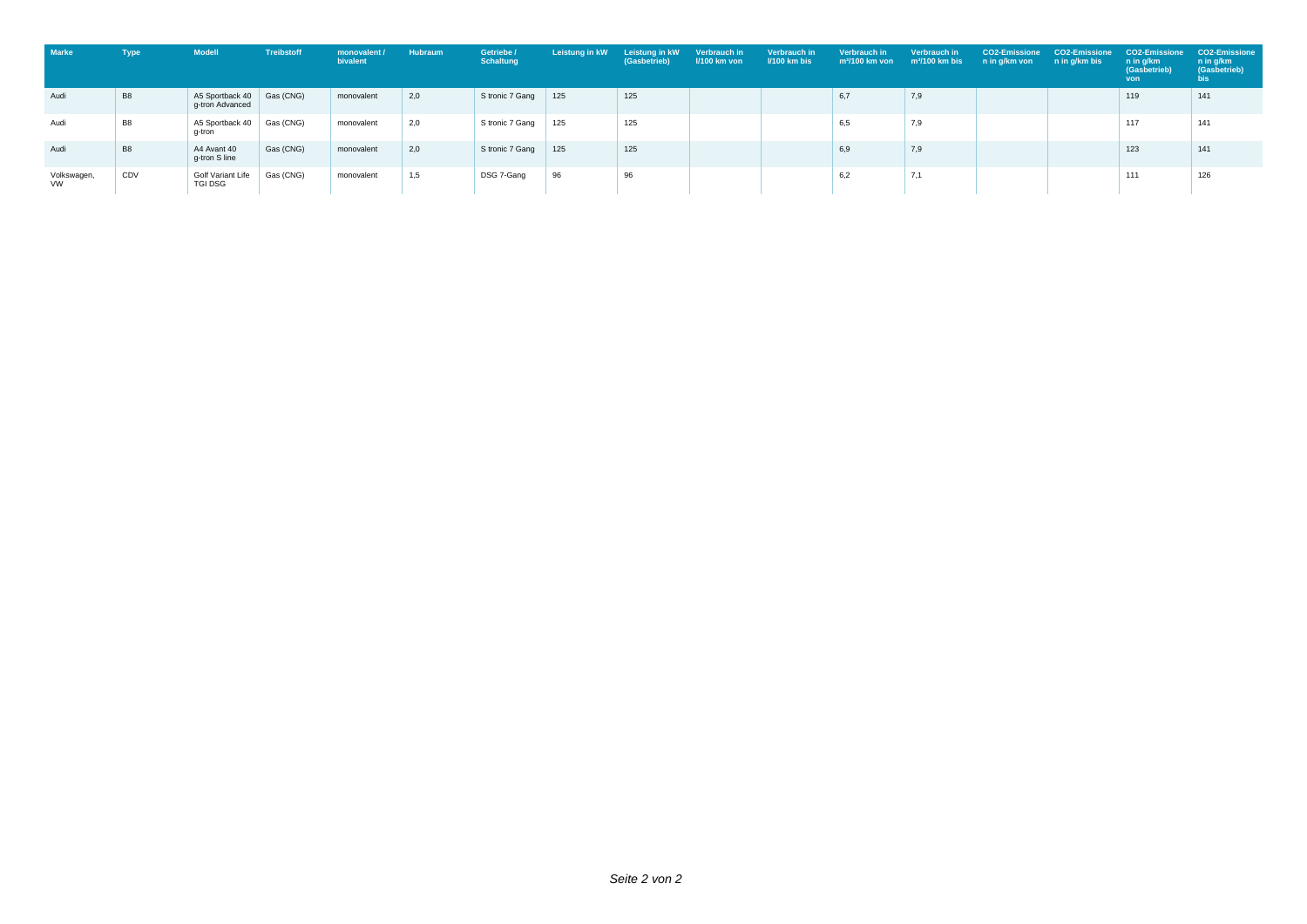| Marke | Type | Modell | Treibstoff | monovalent / bivalent | Hubraum | Getriebe / Schaltung | Leistung in kW | Leistung in kW (Gasbetrieb) | Verbrauch in l/100 km von | Verbrauch in l/100 km bis | Verbrauch in m³/100 km von | Verbrauch in m³/100 km bis | CO2-Emissionen in g/km von | CO2-Emissionen in g/km bis | CO2-Emissionen in g/km (Gasbetrieb) von | CO2-Emissionen in g/km (Gasbetrieb) bis |
|---|---|---|---|---|---|---|---|---|---|---|---|---|---|---|---|---|
| Audi | B8 | A5 Sportback 40 g-tron Advanced | Gas (CNG) | monovalent | 2,0 | S tronic 7 Gang | 125 | 125 | | | 6,7 | 7,9 | | | 119 | 141 |
| Audi | B8 | A5 Sportback 40 g-tron | Gas (CNG) | monovalent | 2,0 | S tronic 7 Gang | 125 | 125 | | | 6,5 | 7,9 | | | 117 | 141 |
| Audi | B8 | A4 Avant 40 g-tron S line | Gas (CNG) | monovalent | 2,0 | S tronic 7 Gang | 125 | 125 | | | 6,9 | 7,9 | | | 123 | 141 |
| Volkswagen, VW | CDV | Golf Variant Life TGI DSG | Gas (CNG) | monovalent | 1,5 | DSG 7-Gang | 96 | 96 | | | 6,2 | 7,1 | | | 111 | 126 |